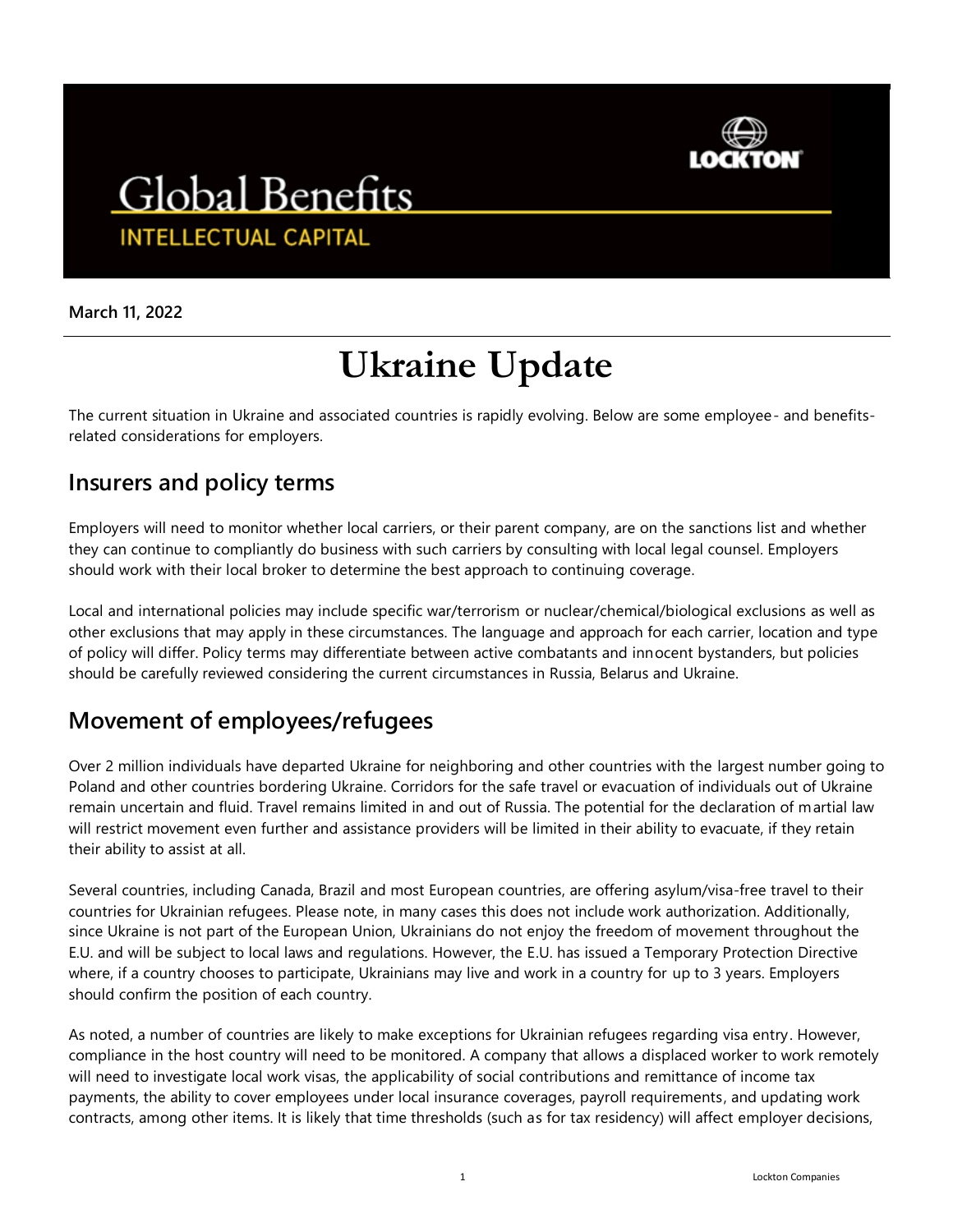# Global Benefits

INTELLECTUAL CAPITAL

**March 11, 2022**

# Ukraine Update

The current situation in Ukraine and associated countries is rapidly evolving. Below are some employee- and benefits-related considerations for employers.

## Insurers and policy terms

Employers will need to monitor whether local carriers, or their parent company, are on the sanctions list and whether they can continue to compliantly do business with such carriers by consulting with local legal counsel. Employers should work with their local broker to determine the best approach to continuing coverage.

Local and international policies may include specific war/terrorism or nuclear/chemical/biological exclusions as well as other exclusions that may apply in these circumstances. The language and approach for each carrier, location and type of policy will differ. Policy terms may differentiate between active combatants and innocent bystanders, but policies should be carefully reviewed considering the current circumstances in Russia, Belarus and Ukraine.

## Movement of employees/refugees

Over 2 million individuals have departed Ukraine for neighboring and other countries with the largest number going to Poland and other countries bordering Ukraine. Corridors for the safe travel or evacuation of individuals out of Ukraine remain uncertain and fluid. Travel remains limited in and out of Russia. The potential for the declaration of martial law will restrict movement even further and assistance providers will be limited in their ability to evacuate, if they retain their ability to assist at all.

Several countries, including Canada, Brazil and most European countries, are offering asylum/visa-free travel to their countries for Ukrainian refugees. Please note, in many cases this does not include work authorization. Additionally, since Ukraine is not part of the European Union, Ukrainians do not enjoy the freedom of movement throughout the E.U. and will be subject to local laws and regulations. However, the E.U. has issued a Temporary Protection Directive where, if a country chooses to participate, Ukrainians may live and work in a country for up to 3 years. Employers should confirm the position of each country.

As noted, a number of countries are likely to make exceptions for Ukrainian refugees regarding visa entry. However, compliance in the host country will need to be monitored. A company that allows a displaced worker to work remotely will need to investigate local work visas, the applicability of social contributions and remittance of income tax payments, the ability to cover employees under local insurance coverages, payroll requirements, and updating work contracts, among other items. It is likely that time thresholds (such as for tax residency) will affect employer decisions,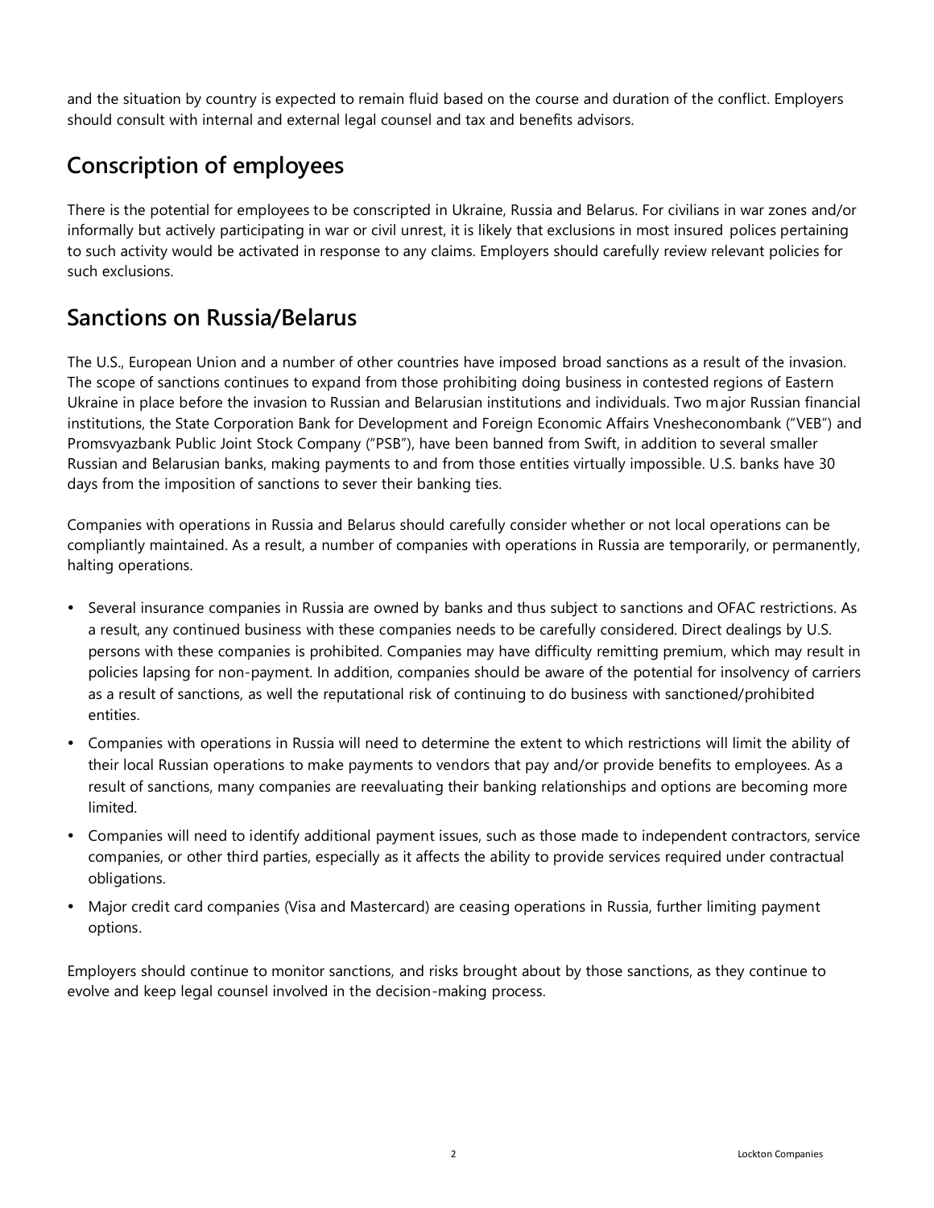and the situation by country is expected to remain fluid based on the course and duration of the conflict. Employers should consult with internal and external legal counsel and tax and benefits advisors.

## Conscription of employees

There is the potential for employees to be conscripted in Ukraine, Russia and Belarus. For civilians in war zones and/or informally but actively participating in war or civil unrest, it is likely that exclusions in most insured polices pertaining to such activity would be activated in response to any claims. Employers should carefully review relevant policies for such exclusions.

## Sanctions on Russia/Belarus

The U.S., European Union and a number of other countries have imposed broad sanctions as a result of the invasion. The scope of sanctions continues to expand from those prohibiting doing business in contested regions of Eastern Ukraine in place before the invasion to Russian and Belarusian institutions and individuals. Two major Russian financial institutions, the State Corporation Bank for Development and Foreign Economic Affairs Vnesheconombank ("VEB") and Promsvyazbank Public Joint Stock Company ("PSB"), have been banned from Swift, in addition to several smaller Russian and Belarusian banks, making payments to and from those entities virtually impossible. U.S. banks have 30 days from the imposition of sanctions to sever their banking ties.

Companies with operations in Russia and Belarus should carefully consider whether or not local operations can be compliantly maintained. As a result, a number of companies with operations in Russia are temporarily, or permanently, halting operations.

- Several insurance companies in Russia are owned by banks and thus subject to sanctions and OFAC restrictions. As a result, any continued business with these companies needs to be carefully considered. Direct dealings by U.S. persons with these companies is prohibited. Companies may have difficulty remitting premium, which may result in policies lapsing for non-payment. In addition, companies should be aware of the potential for insolvency of carriers as a result of sanctions, as well the reputational risk of continuing to do business with sanctioned/prohibited entities.
- Companies with operations in Russia will need to determine the extent to which restrictions will limit the ability of their local Russian operations to make payments to vendors that pay and/or provide benefits to employees. As a result of sanctions, many companies are reevaluating their banking relationships and options are becoming more limited.
- Companies will need to identify additional payment issues, such as those made to independent contractors, service companies, or other third parties, especially as it affects the ability to provide services required under contractual obligations.
- Major credit card companies (Visa and Mastercard) are ceasing operations in Russia, further limiting payment options.

Employers should continue to monitor sanctions, and risks brought about by those sanctions, as they continue to evolve and keep legal counsel involved in the decision-making process.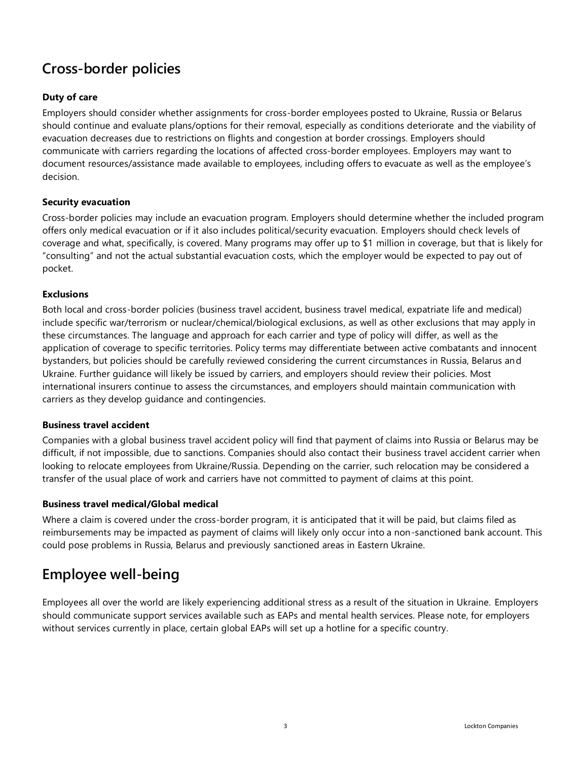## Cross-border policies

### Duty of care

Employers should consider whether assignments for cross-border employees posted to Ukraine, Russia or Belarus should continue and evaluate plans/options for their removal, especially as conditions deteriorate and the viability of evacuation decreases due to restrictions on flights and congestion at border crossings. Employers should communicate with carriers regarding the locations of affected cross-border employees. Employers may want to document resources/assistance made available to employees, including offers to evacuate as well as the employee's decision.

### Security evacuation

Cross-border policies may include an evacuation program. Employers should determine whether the included program offers only medical evacuation or if it also includes political/security evacuation. Employers should check levels of coverage and what, specifically, is covered. Many programs may offer up to $1 million in coverage, but that is likely for "consulting" and not the actual substantial evacuation costs, which the employer would be expected to pay out of pocket.

### Exclusions

Both local and cross-border policies (business travel accident, business travel medical, expatriate life and medical) include specific war/terrorism or nuclear/chemical/biological exclusions, as well as other exclusions that may apply in these circumstances. The language and approach for each carrier and type of policy will differ, as well as the application of coverage to specific territories. Policy terms may differentiate between active combatants and innocent bystanders, but policies should be carefully reviewed considering the current circumstances in Russia, Belarus and Ukraine. Further guidance will likely be issued by carriers, and employers should review their policies. Most international insurers continue to assess the circumstances, and employers should maintain communication with carriers as they develop guidance and contingencies.

### Business travel accident

Companies with a global business travel accident policy will find that payment of claims into Russia or Belarus may be difficult, if not impossible, due to sanctions. Companies should also contact their business travel accident carrier when looking to relocate employees from Ukraine/Russia. Depending on the carrier, such relocation may be considered a transfer of the usual place of work and carriers have not committed to payment of claims at this point.

### Business travel medical/Global medical

Where a claim is covered under the cross-border program, it is anticipated that it will be paid, but claims filed as reimbursements may be impacted as payment of claims will likely only occur into a non-sanctioned bank account. This could pose problems in Russia, Belarus and previously sanctioned areas in Eastern Ukraine.

## Employee well-being

Employees all over the world are likely experiencing additional stress as a result of the situation in Ukraine. Employers should communicate support services available such as EAPs and mental health services. Please note, for employers without services currently in place, certain global EAPs will set up a hotline for a specific country.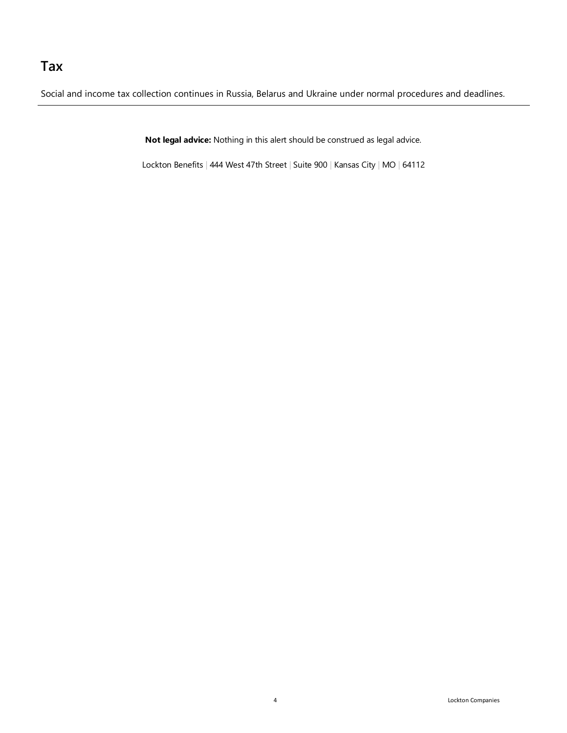## Tax

Social and income tax collection continues in Russia, Belarus and Ukraine under normal procedures and deadlines.

---

**Not legal advice:** Nothing in this alert should be construed as legal advice.

Lockton Benefits | 444 West 47th Street | Suite 900 | Kansas City | MO | 64112